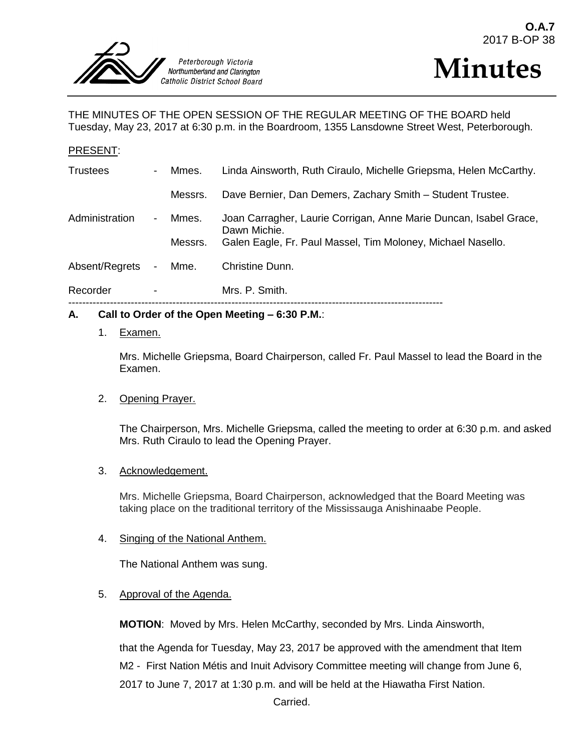O.A.7
2017 B-OP 38

Peterborough Victoria Northumberland and Clarington Catholic District School Board

# Minutes

THE MINUTES OF THE OPEN SESSION OF THE REGULAR MEETING OF THE BOARD held Tuesday, May 23, 2017 at 6:30 p.m. in the Boardroom, 1355 Lansdowne Street West, Peterborough.

PRESENT:

| | | | |
|---|---|---|---|
| Trustees | - | Mmes. | Linda Ainsworth, Ruth Ciraulo, Michelle Griepsma, Helen McCarthy. |
| | | Messrs. | Dave Bernier, Dan Demers, Zachary Smith – Student Trustee. |
| Administration | - | Mmes. | Joan Carragher, Laurie Corrigan, Anne Marie Duncan, Isabel Grace, Dawn Michie. |
| | | Messrs. | Galen Eagle, Fr. Paul Massel, Tim Moloney, Michael Nasello. |
| Absent/Regrets | - | Mme. | Christine Dunn. |
| Recorder | - | | Mrs. P. Smith. |

---

**A. Call to Order of the Open Meeting – 6:30 P.M.**:

1. Examen.

   Mrs. Michelle Griepsma, Board Chairperson, called Fr. Paul Massel to lead the Board in the Examen.

2. Opening Prayer.

   The Chairperson, Mrs. Michelle Griepsma, called the meeting to order at 6:30 p.m. and asked Mrs. Ruth Ciraulo to lead the Opening Prayer.

3. Acknowledgement.

   Mrs. Michelle Griepsma, Board Chairperson, acknowledged that the Board Meeting was taking place on the traditional territory of the Mississauga Anishinaabe People.

4. Singing of the National Anthem.

   The National Anthem was sung.

5. Approval of the Agenda.

   **MOTION**: Moved by Mrs. Helen McCarthy, seconded by Mrs. Linda Ainsworth,

   that the Agenda for Tuesday, May 23, 2017 be approved with the amendment that Item M2 - First Nation Métis and Inuit Advisory Committee meeting will change from June 6, 2017 to June 7, 2017 at 1:30 p.m. and will be held at the Hiawatha First Nation.

   Carried.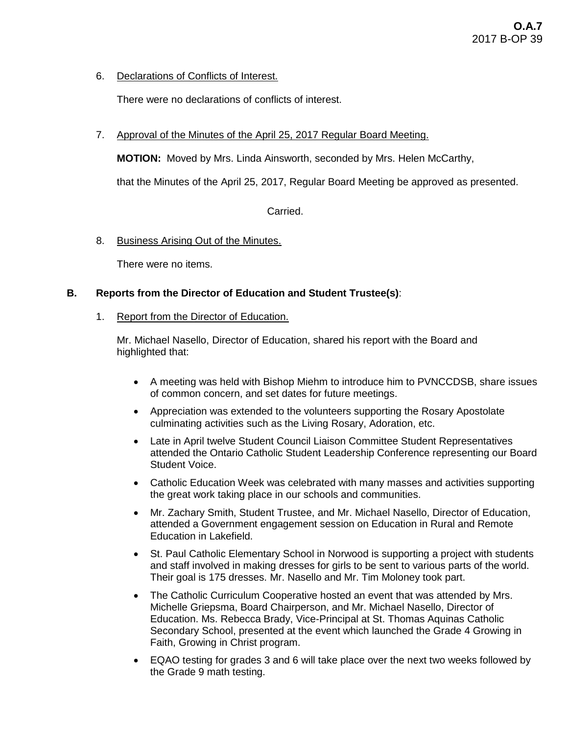6. Declarations of Conflicts of Interest.

   There were no declarations of conflicts of interest.

7. Approval of the Minutes of the April 25, 2017 Regular Board Meeting.

   **MOTION:** Moved by Mrs. Linda Ainsworth, seconded by Mrs. Helen McCarthy,

   that the Minutes of the April 25, 2017, Regular Board Meeting be approved as presented.

   Carried.

8. Business Arising Out of the Minutes.

   There were no items.

**B. Reports from the Director of Education and Student Trustee(s)**:

1. Report from the Director of Education.

   Mr. Michael Nasello, Director of Education, shared his report with the Board and highlighted that:

   - A meeting was held with Bishop Miehm to introduce him to PVNCCDSB, share issues of common concern, and set dates for future meetings.
   - Appreciation was extended to the volunteers supporting the Rosary Apostolate culminating activities such as the Living Rosary, Adoration, etc.
   - Late in April twelve Student Council Liaison Committee Student Representatives attended the Ontario Catholic Student Leadership Conference representing our Board Student Voice.
   - Catholic Education Week was celebrated with many masses and activities supporting the great work taking place in our schools and communities.
   - Mr. Zachary Smith, Student Trustee, and Mr. Michael Nasello, Director of Education, attended a Government engagement session on Education in Rural and Remote Education in Lakefield.
   - St. Paul Catholic Elementary School in Norwood is supporting a project with students and staff involved in making dresses for girls to be sent to various parts of the world. Their goal is 175 dresses. Mr. Nasello and Mr. Tim Moloney took part.
   - The Catholic Curriculum Cooperative hosted an event that was attended by Mrs. Michelle Griepsma, Board Chairperson, and Mr. Michael Nasello, Director of Education. Ms. Rebecca Brady, Vice-Principal at St. Thomas Aquinas Catholic Secondary School, presented at the event which launched the Grade 4 Growing in Faith, Growing in Christ program.
   - EQAO testing for grades 3 and 6 will take place over the next two weeks followed by the Grade 9 math testing.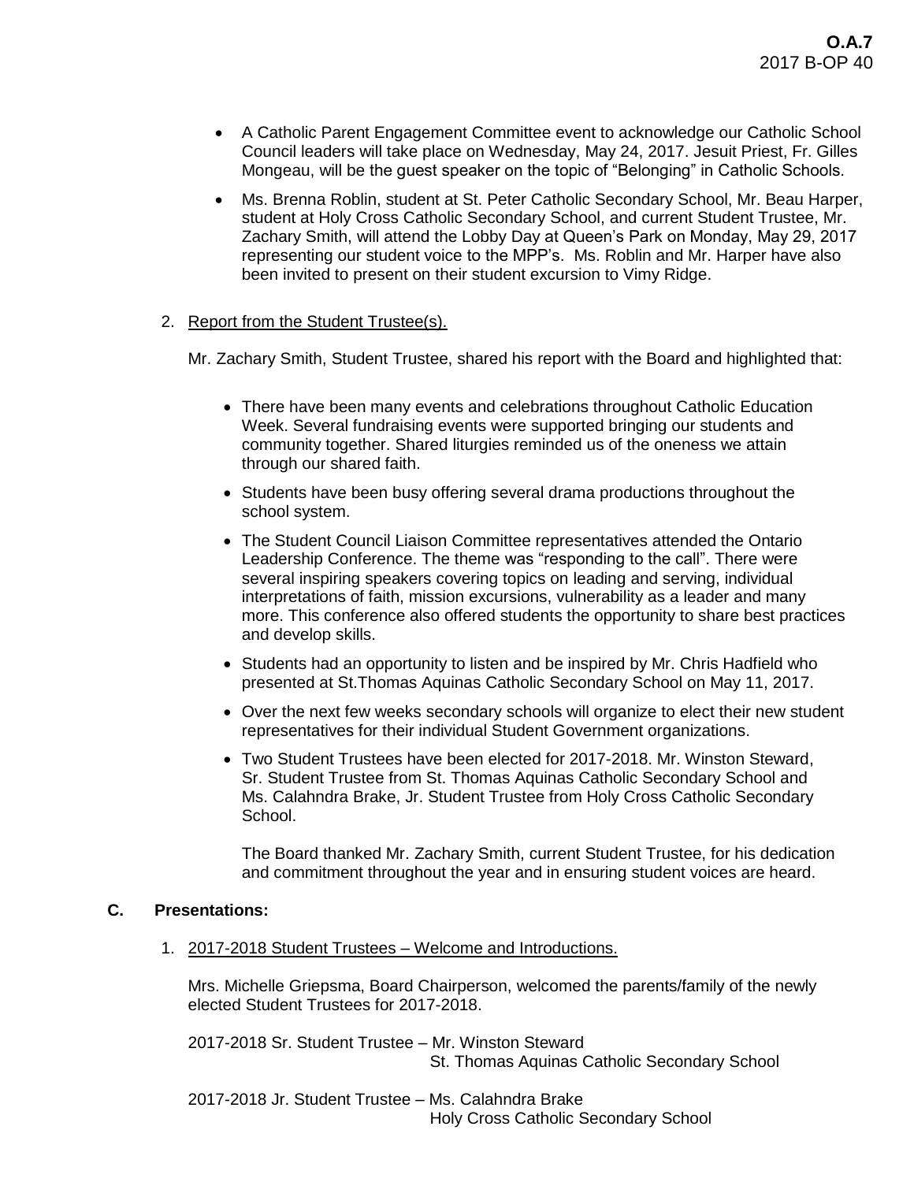- A Catholic Parent Engagement Committee event to acknowledge our Catholic School Council leaders will take place on Wednesday, May 24, 2017. Jesuit Priest, Fr. Gilles Mongeau, will be the guest speaker on the topic of "Belonging" in Catholic Schools.
- Ms. Brenna Roblin, student at St. Peter Catholic Secondary School, Mr. Beau Harper, student at Holy Cross Catholic Secondary School, and current Student Trustee, Mr. Zachary Smith, will attend the Lobby Day at Queen's Park on Monday, May 29, 2017 representing our student voice to the MPP's. Ms. Roblin and Mr. Harper have also been invited to present on their student excursion to Vimy Ridge.

2. Report from the Student Trustee(s).

   Mr. Zachary Smith, Student Trustee, shared his report with the Board and highlighted that:

   - There have been many events and celebrations throughout Catholic Education Week. Several fundraising events were supported bringing our students and community together. Shared liturgies reminded us of the oneness we attain through our shared faith.
   - Students have been busy offering several drama productions throughout the school system.
   - The Student Council Liaison Committee representatives attended the Ontario Leadership Conference. The theme was "responding to the call". There were several inspiring speakers covering topics on leading and serving, individual interpretations of faith, mission excursions, vulnerability as a leader and many more. This conference also offered students the opportunity to share best practices and develop skills.
   - Students had an opportunity to listen and be inspired by Mr. Chris Hadfield who presented at St.Thomas Aquinas Catholic Secondary School on May 11, 2017.
   - Over the next few weeks secondary schools will organize to elect their new student representatives for their individual Student Government organizations.
   - Two Student Trustees have been elected for 2017-2018. Mr. Winston Steward, Sr. Student Trustee from St. Thomas Aquinas Catholic Secondary School and Ms. Calahndra Brake, Jr. Student Trustee from Holy Cross Catholic Secondary School.

     The Board thanked Mr. Zachary Smith, current Student Trustee, for his dedication and commitment throughout the year and in ensuring student voices are heard.

## C. Presentations:

1. 2017-2018 Student Trustees – Welcome and Introductions.

   Mrs. Michelle Griepsma, Board Chairperson, welcomed the parents/family of the newly elected Student Trustees for 2017-2018.

   2017-2018 Sr. Student Trustee – Mr. Winston Steward
   St. Thomas Aquinas Catholic Secondary School

   2017-2018 Jr. Student Trustee – Ms. Calahndra Brake
   Holy Cross Catholic Secondary School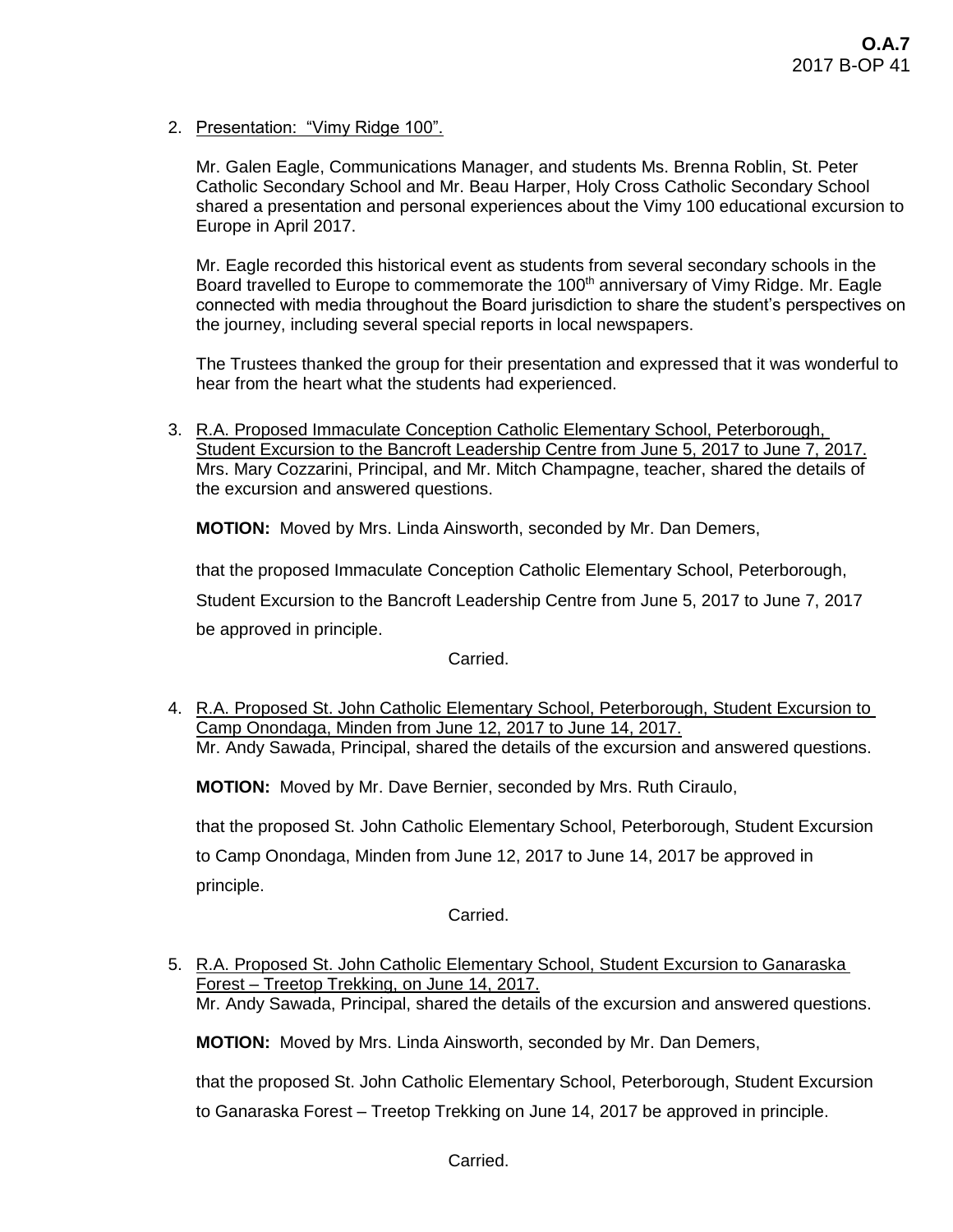2. Presentation: "Vimy Ridge 100".

   Mr. Galen Eagle, Communications Manager, and students Ms. Brenna Roblin, St. Peter Catholic Secondary School and Mr. Beau Harper, Holy Cross Catholic Secondary School shared a presentation and personal experiences about the Vimy 100 educational excursion to Europe in April 2017.

   Mr. Eagle recorded this historical event as students from several secondary schools in the Board travelled to Europe to commemorate the 100th anniversary of Vimy Ridge. Mr. Eagle connected with media throughout the Board jurisdiction to share the student's perspectives on the journey, including several special reports in local newspapers.

   The Trustees thanked the group for their presentation and expressed that it was wonderful to hear from the heart what the students had experienced.

3. R.A. Proposed Immaculate Conception Catholic Elementary School, Peterborough, Student Excursion to the Bancroft Leadership Centre from June 5, 2017 to June 7, 2017.
   Mrs. Mary Cozzarini, Principal, and Mr. Mitch Champagne, teacher, shared the details of the excursion and answered questions.

   **MOTION:** Moved by Mrs. Linda Ainsworth, seconded by Mr. Dan Demers,

   that the proposed Immaculate Conception Catholic Elementary School, Peterborough, Student Excursion to the Bancroft Leadership Centre from June 5, 2017 to June 7, 2017 be approved in principle.

   Carried.

4. R.A. Proposed St. John Catholic Elementary School, Peterborough, Student Excursion to Camp Onondaga, Minden from June 12, 2017 to June 14, 2017.
   Mr. Andy Sawada, Principal, shared the details of the excursion and answered questions.

   **MOTION:** Moved by Mr. Dave Bernier, seconded by Mrs. Ruth Ciraulo,

   that the proposed St. John Catholic Elementary School, Peterborough, Student Excursion to Camp Onondaga, Minden from June 12, 2017 to June 14, 2017 be approved in principle.

   Carried.

5. R.A. Proposed St. John Catholic Elementary School, Student Excursion to Ganaraska Forest – Treetop Trekking, on June 14, 2017.
   Mr. Andy Sawada, Principal, shared the details of the excursion and answered questions.

   **MOTION:** Moved by Mrs. Linda Ainsworth, seconded by Mr. Dan Demers,

   that the proposed St. John Catholic Elementary School, Peterborough, Student Excursion to Ganaraska Forest – Treetop Trekking on June 14, 2017 be approved in principle.

   Carried.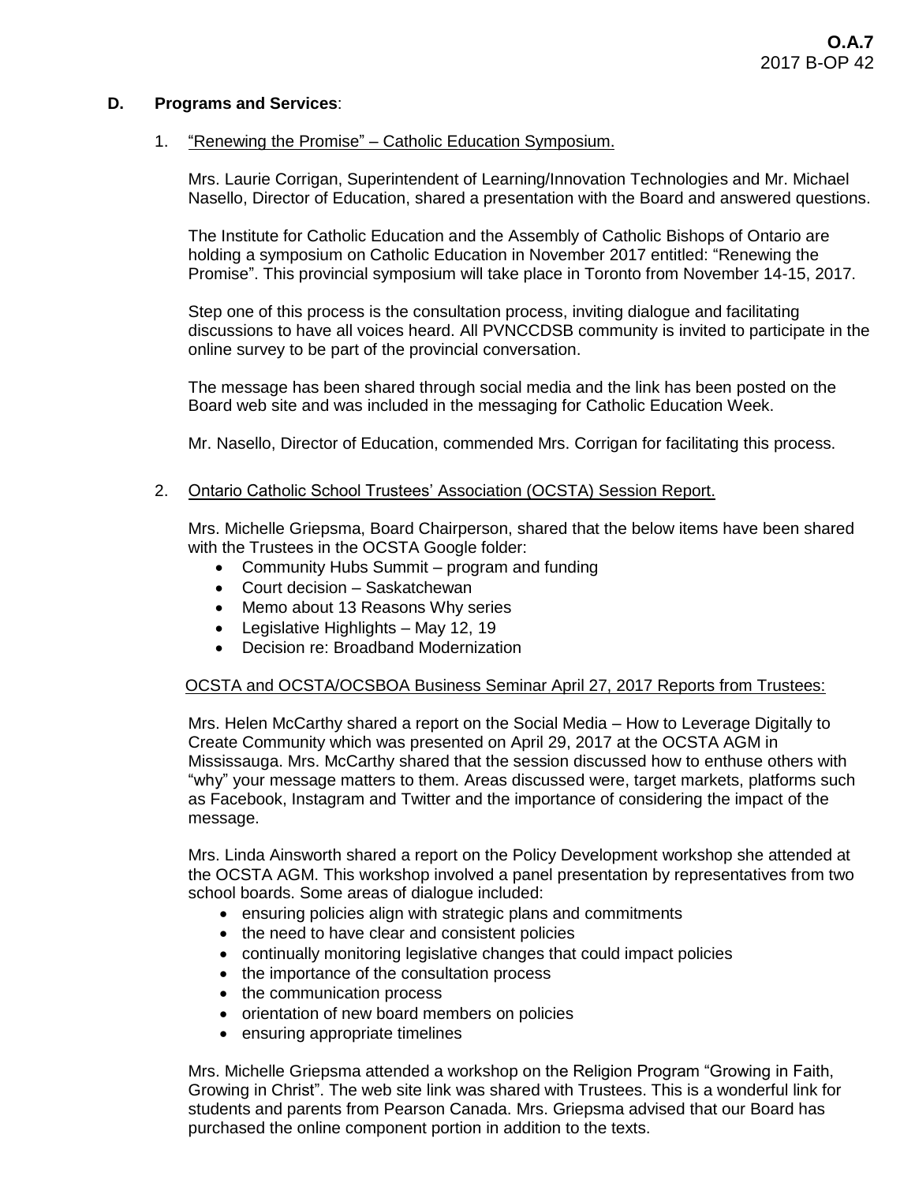### D. Programs and Services:

1. <u>"Renewing the Promise" – Catholic Education Symposium.</u>

   Mrs. Laurie Corrigan, Superintendent of Learning/Innovation Technologies and Mr. Michael Nasello, Director of Education, shared a presentation with the Board and answered questions.

   The Institute for Catholic Education and the Assembly of Catholic Bishops of Ontario are holding a symposium on Catholic Education in November 2017 entitled: "Renewing the Promise". This provincial symposium will take place in Toronto from November 14-15, 2017.

   Step one of this process is the consultation process, inviting dialogue and facilitating discussions to have all voices heard. All PVNCCDSB community is invited to participate in the online survey to be part of the provincial conversation.

   The message has been shared through social media and the link has been posted on the Board web site and was included in the messaging for Catholic Education Week.

   Mr. Nasello, Director of Education, commended Mrs. Corrigan for facilitating this process.

2. <u>Ontario Catholic School Trustees' Association (OCSTA) Session Report.</u>

   Mrs. Michelle Griepsma, Board Chairperson, shared that the below items have been shared with the Trustees in the OCSTA Google folder:
   - Community Hubs Summit – program and funding
   - Court decision – Saskatchewan
   - Memo about 13 Reasons Why series
   - Legislative Highlights – May 12, 19
   - Decision re: Broadband Modernization

   <u>OCSTA and OCSTA/OCSBOA Business Seminar April 27, 2017 Reports from Trustees:</u>

   Mrs. Helen McCarthy shared a report on the Social Media – How to Leverage Digitally to Create Community which was presented on April 29, 2017 at the OCSTA AGM in Mississauga. Mrs. McCarthy shared that the session discussed how to enthuse others with "why" your message matters to them. Areas discussed were, target markets, platforms such as Facebook, Instagram and Twitter and the importance of considering the impact of the message.

   Mrs. Linda Ainsworth shared a report on the Policy Development workshop she attended at the OCSTA AGM. This workshop involved a panel presentation by representatives from two school boards. Some areas of dialogue included:
   - ensuring policies align with strategic plans and commitments
   - the need to have clear and consistent policies
   - continually monitoring legislative changes that could impact policies
   - the importance of the consultation process
   - the communication process
   - orientation of new board members on policies
   - ensuring appropriate timelines

   Mrs. Michelle Griepsma attended a workshop on the Religion Program "Growing in Faith, Growing in Christ". The web site link was shared with Trustees. This is a wonderful link for students and parents from Pearson Canada. Mrs. Griepsma advised that our Board has purchased the online component portion in addition to the texts.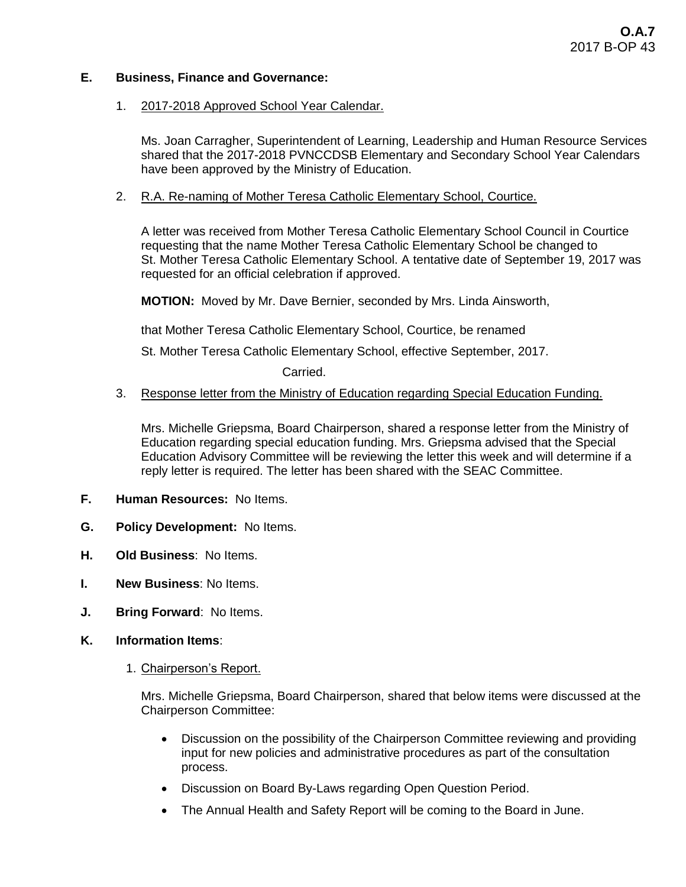**E. Business, Finance and Governance:**

1. 2017-2018 Approved School Year Calendar.

   Ms. Joan Carragher, Superintendent of Learning, Leadership and Human Resource Services shared that the 2017-2018 PVNCCDSB Elementary and Secondary School Year Calendars have been approved by the Ministry of Education.

2. R.A. Re-naming of Mother Teresa Catholic Elementary School, Courtice.

   A letter was received from Mother Teresa Catholic Elementary School Council in Courtice requesting that the name Mother Teresa Catholic Elementary School be changed to St. Mother Teresa Catholic Elementary School. A tentative date of September 19, 2017 was requested for an official celebration if approved.

   **MOTION:** Moved by Mr. Dave Bernier, seconded by Mrs. Linda Ainsworth,

   that Mother Teresa Catholic Elementary School, Courtice, be renamed

   St. Mother Teresa Catholic Elementary School, effective September, 2017.

   Carried.

3. Response letter from the Ministry of Education regarding Special Education Funding.

   Mrs. Michelle Griepsma, Board Chairperson, shared a response letter from the Ministry of Education regarding special education funding. Mrs. Griepsma advised that the Special Education Advisory Committee will be reviewing the letter this week and will determine if a reply letter is required. The letter has been shared with the SEAC Committee.

**F. Human Resources:** No Items.

**G. Policy Development:** No Items.

**H. Old Business**: No Items.

**I. New Business**: No Items.

**J. Bring Forward**: No Items.

**K. Information Items**:

1. Chairperson's Report.

   Mrs. Michelle Griepsma, Board Chairperson, shared that below items were discussed at the Chairperson Committee:

   - Discussion on the possibility of the Chairperson Committee reviewing and providing input for new policies and administrative procedures as part of the consultation process.
   - Discussion on Board By-Laws regarding Open Question Period.
   - The Annual Health and Safety Report will be coming to the Board in June.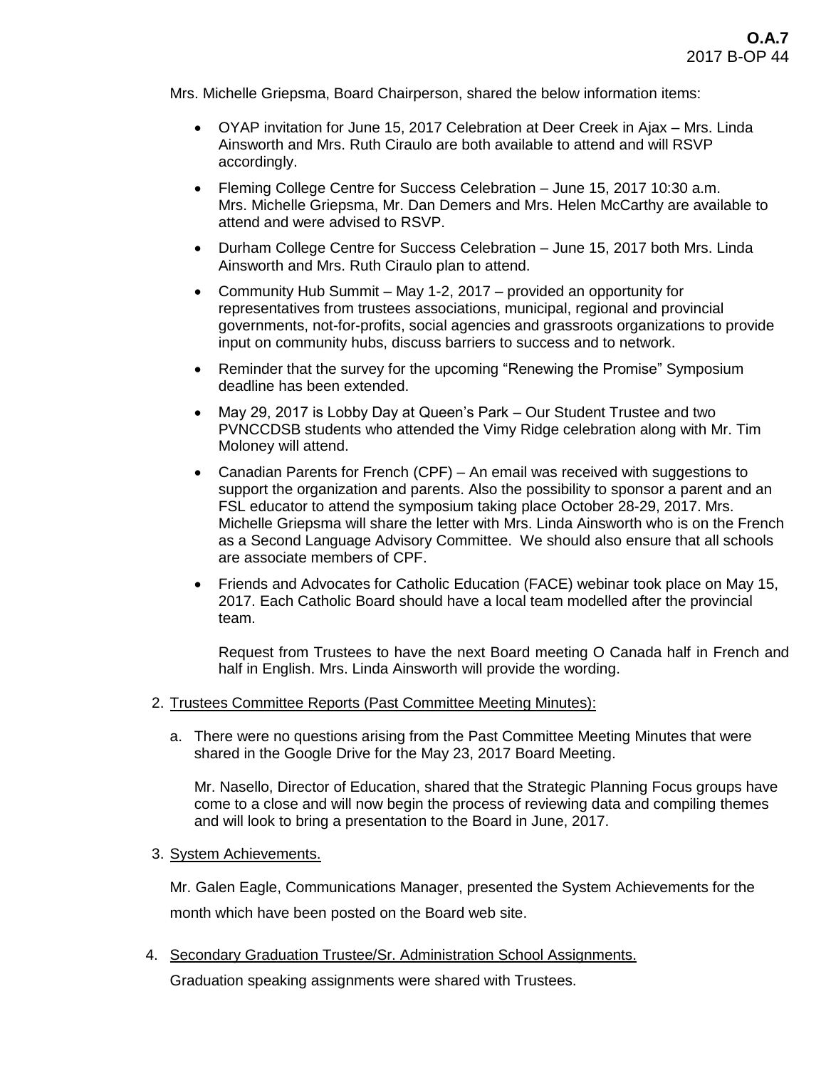Mrs. Michelle Griepsma, Board Chairperson, shared the below information items:

- OYAP invitation for June 15, 2017 Celebration at Deer Creek in Ajax – Mrs. Linda Ainsworth and Mrs. Ruth Ciraulo are both available to attend and will RSVP accordingly.
- Fleming College Centre for Success Celebration – June 15, 2017 10:30 a.m. Mrs. Michelle Griepsma, Mr. Dan Demers and Mrs. Helen McCarthy are available to attend and were advised to RSVP.
- Durham College Centre for Success Celebration – June 15, 2017 both Mrs. Linda Ainsworth and Mrs. Ruth Ciraulo plan to attend.
- Community Hub Summit – May 1-2, 2017 – provided an opportunity for representatives from trustees associations, municipal, regional and provincial governments, not-for-profits, social agencies and grassroots organizations to provide input on community hubs, discuss barriers to success and to network.
- Reminder that the survey for the upcoming "Renewing the Promise" Symposium deadline has been extended.
- May 29, 2017 is Lobby Day at Queen's Park – Our Student Trustee and two PVNCCDSB students who attended the Vimy Ridge celebration along with Mr. Tim Moloney will attend.
- Canadian Parents for French (CPF) – An email was received with suggestions to support the organization and parents. Also the possibility to sponsor a parent and an FSL educator to attend the symposium taking place October 28-29, 2017. Mrs. Michelle Griepsma will share the letter with Mrs. Linda Ainsworth who is on the French as a Second Language Advisory Committee. We should also ensure that all schools are associate members of CPF.
- Friends and Advocates for Catholic Education (FACE) webinar took place on May 15, 2017. Each Catholic Board should have a local team modelled after the provincial team.

  Request from Trustees to have the next Board meeting O Canada half in French and half in English. Mrs. Linda Ainsworth will provide the wording.

2. Trustees Committee Reports (Past Committee Meeting Minutes):

   a. There were no questions arising from the Past Committee Meeting Minutes that were shared in the Google Drive for the May 23, 2017 Board Meeting.

      Mr. Nasello, Director of Education, shared that the Strategic Planning Focus groups have come to a close and will now begin the process of reviewing data and compiling themes and will look to bring a presentation to the Board in June, 2017.

3. System Achievements.

   Mr. Galen Eagle, Communications Manager, presented the System Achievements for the month which have been posted on the Board web site.

4. Secondary Graduation Trustee/Sr. Administration School Assignments.

   Graduation speaking assignments were shared with Trustees.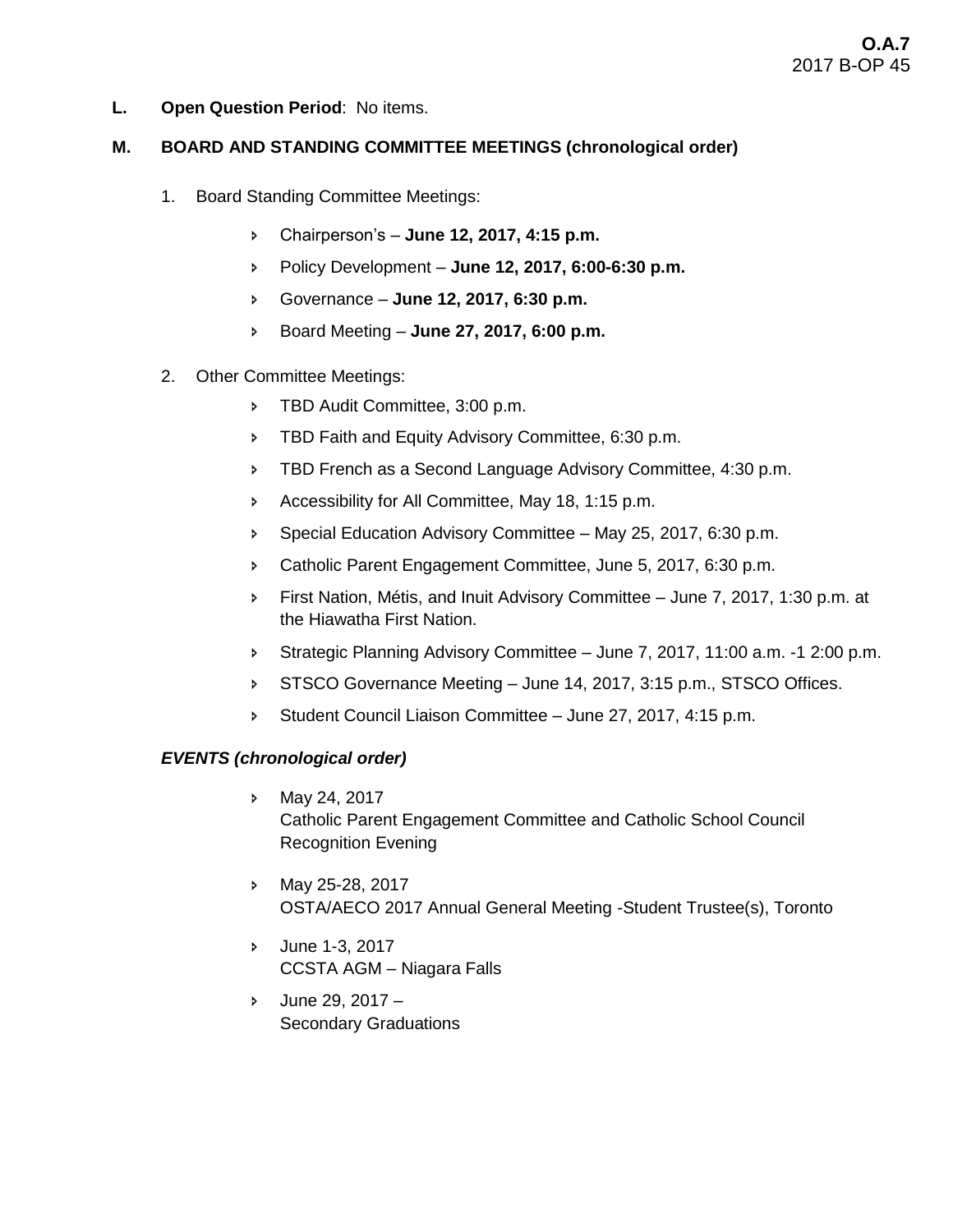**L. Open Question Period**: No items.

**M. BOARD AND STANDING COMMITTEE MEETINGS (chronological order)**

1. Board Standing Committee Meetings:

   - Chairperson's – **June 12, 2017, 4:15 p.m.**
   - Policy Development – **June 12, 2017, 6:00-6:30 p.m.**
   - Governance – **June 12, 2017, 6:30 p.m.**
   - Board Meeting – **June 27, 2017, 6:00 p.m.**

2. Other Committee Meetings:

   - TBD Audit Committee, 3:00 p.m.
   - TBD Faith and Equity Advisory Committee, 6:30 p.m.
   - TBD French as a Second Language Advisory Committee, 4:30 p.m.
   - Accessibility for All Committee, May 18, 1:15 p.m.
   - Special Education Advisory Committee – May 25, 2017, 6:30 p.m.
   - Catholic Parent Engagement Committee, June 5, 2017, 6:30 p.m.
   - First Nation, Métis, and Inuit Advisory Committee – June 7, 2017, 1:30 p.m. at the Hiawatha First Nation.
   - Strategic Planning Advisory Committee – June 7, 2017, 11:00 a.m. -1 2:00 p.m.
   - STSCO Governance Meeting – June 14, 2017, 3:15 p.m., STSCO Offices.
   - Student Council Liaison Committee – June 27, 2017, 4:15 p.m.

***EVENTS (chronological order)***

- May 24, 2017
  Catholic Parent Engagement Committee and Catholic School Council Recognition Evening
- May 25-28, 2017
  OSTA/AECO 2017 Annual General Meeting -Student Trustee(s), Toronto
- June 1-3, 2017
  CCSTA AGM – Niagara Falls
- June 29, 2017 –
  Secondary Graduations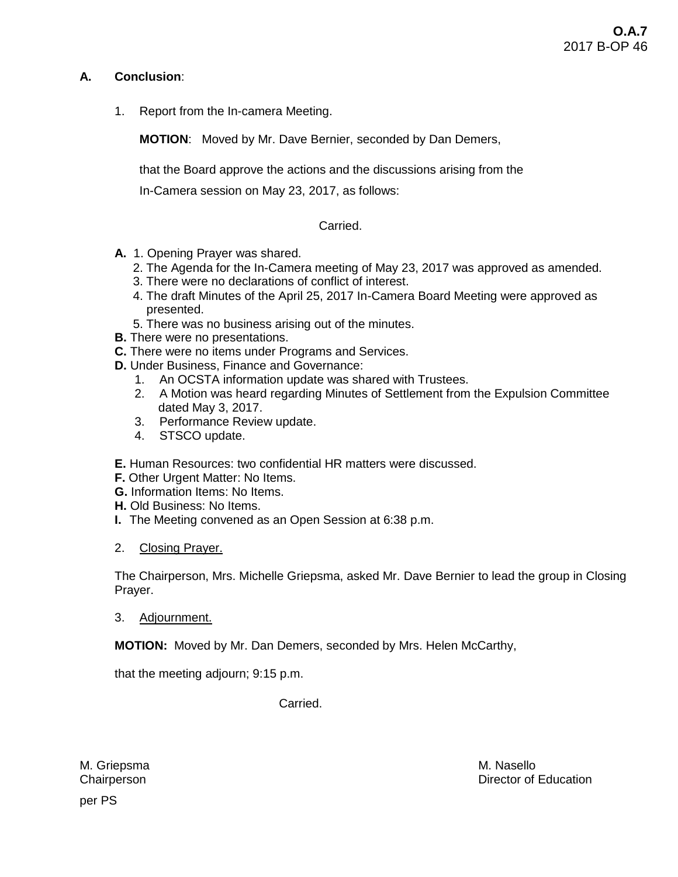**O.A.7**
2017 B-OP 46

**A. Conclusion**:

1. Report from the In-camera Meeting.

   **MOTION**: Moved by Mr. Dave Bernier, seconded by Dan Demers,

   that the Board approve the actions and the discussions arising from the In-Camera session on May 23, 2017, as follows:

   Carried.

**A.** 1. Opening Prayer was shared.
   2. The Agenda for the In-Camera meeting of May 23, 2017 was approved as amended.
   3. There were no declarations of conflict of interest.
   4. The draft Minutes of the April 25, 2017 In-Camera Board Meeting were approved as presented.
   5. There was no business arising out of the minutes.

**B.** There were no presentations.

**C.** There were no items under Programs and Services.

**D.** Under Business, Finance and Governance:
   1. An OCSTA information update was shared with Trustees.
   2. A Motion was heard regarding Minutes of Settlement from the Expulsion Committee dated May 3, 2017.
   3. Performance Review update.
   4. STSCO update.

**E.** Human Resources: two confidential HR matters were discussed.

**F.** Other Urgent Matter: No Items.

**G.** Information Items: No Items.

**H.** Old Business: No Items.

**I.** The Meeting convened as an Open Session at 6:38 p.m.

2. Closing Prayer.

The Chairperson, Mrs. Michelle Griepsma, asked Mr. Dave Bernier to lead the group in Closing Prayer.

3. Adjournment.

**MOTION:** Moved by Mr. Dan Demers, seconded by Mrs. Helen McCarthy,

that the meeting adjourn; 9:15 p.m.

Carried.

M. Griepsma
Chairperson

per PS

M. Nasello
Director of Education